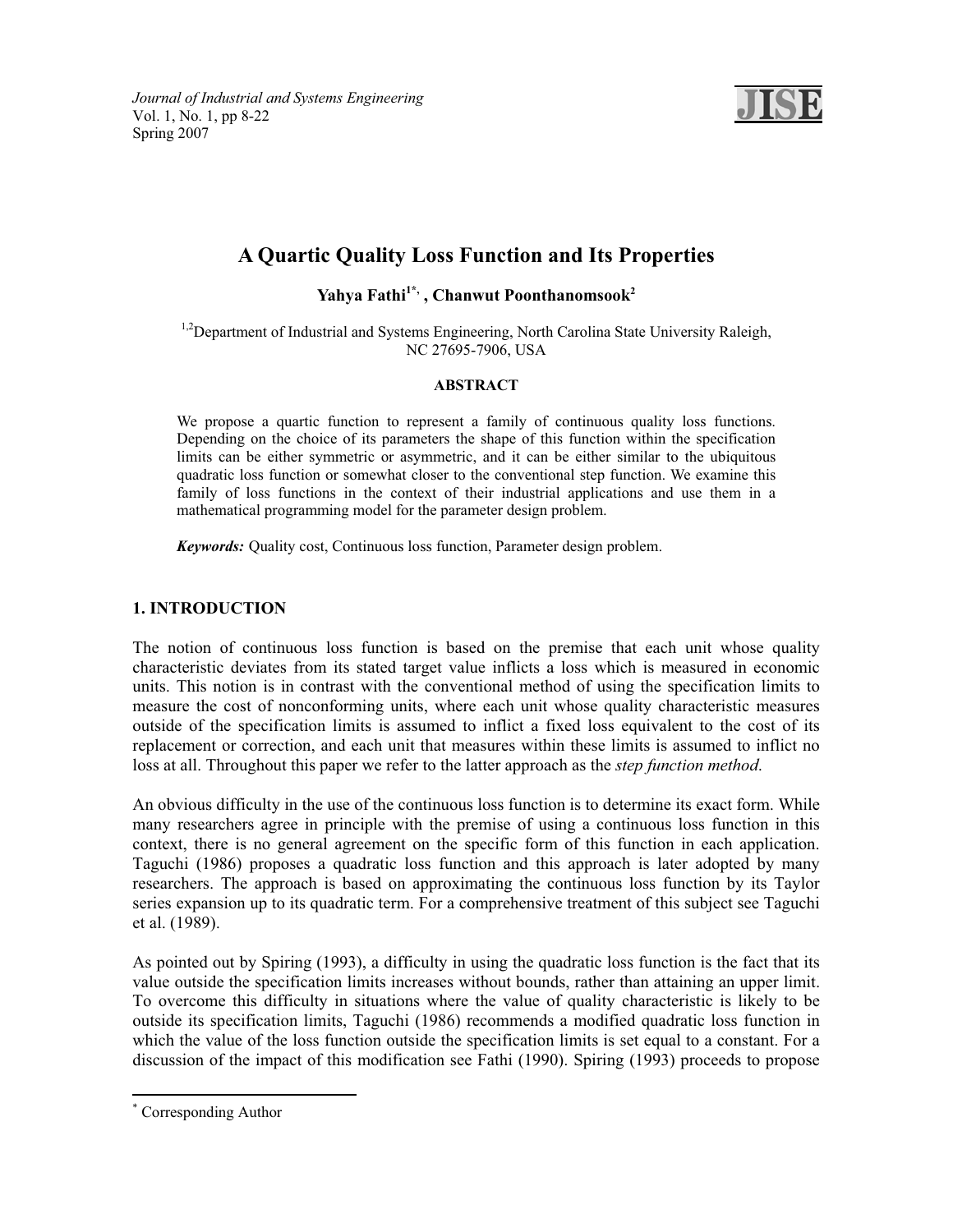# A Quartic Quality Loss Function and Its Properties

**Yahya Fathi[1*], Chanwut Poonthanomsook[2]**

[1,2]Department of Industrial and Systems Engineering, North Carolina State University Raleigh, NC 27695-7906, USA

**ABSTRACT**

We propose a quartic function to represent a family of continuous quality loss functions. Depending on the choice of its parameters the shape of this function within the specification limits can be either symmetric or asymmetric, and it can be either similar to the ubiquitous quadratic loss function or somewhat closer to the conventional step function. We examine this family of loss functions in the context of their industrial applications and use them in a mathematical programming model for the parameter design problem.

***Keywords:*** Quality cost, Continuous loss function, Parameter design problem.

## 1. INTRODUCTION

The notion of continuous loss function is based on the premise that each unit whose quality characteristic deviates from its stated target value inflicts a loss which is measured in economic units. This notion is in contrast with the conventional method of using the specification limits to measure the cost of nonconforming units, where each unit whose quality characteristic measures outside of the specification limits is assumed to inflict a fixed loss equivalent to the cost of its replacement or correction, and each unit that measures within these limits is assumed to inflict no loss at all. Throughout this paper we refer to the latter approach as the *step function method.*

An obvious difficulty in the use of the continuous loss function is to determine its exact form. While many researchers agree in principle with the premise of using a continuous loss function in this context, there is no general agreement on the specific form of this function in each application. Taguchi (1986) proposes a quadratic loss function and this approach is later adopted by many researchers. The approach is based on approximating the continuous loss function by its Taylor series expansion up to its quadratic term. For a comprehensive treatment of this subject see Taguchi et al. (1989).

As pointed out by Spiring (1993), a difficulty in using the quadratic loss function is the fact that its value outside the specification limits increases without bounds, rather than attaining an upper limit. To overcome this difficulty in situations where the value of quality characteristic is likely to be outside its specification limits, Taguchi (1986) recommends a modified quadratic loss function in which the value of the loss function outside the specification limits is set equal to a constant. For a discussion of the impact of this modification see Fathi (1990). Spiring (1993) proceeds to propose

* Corresponding Author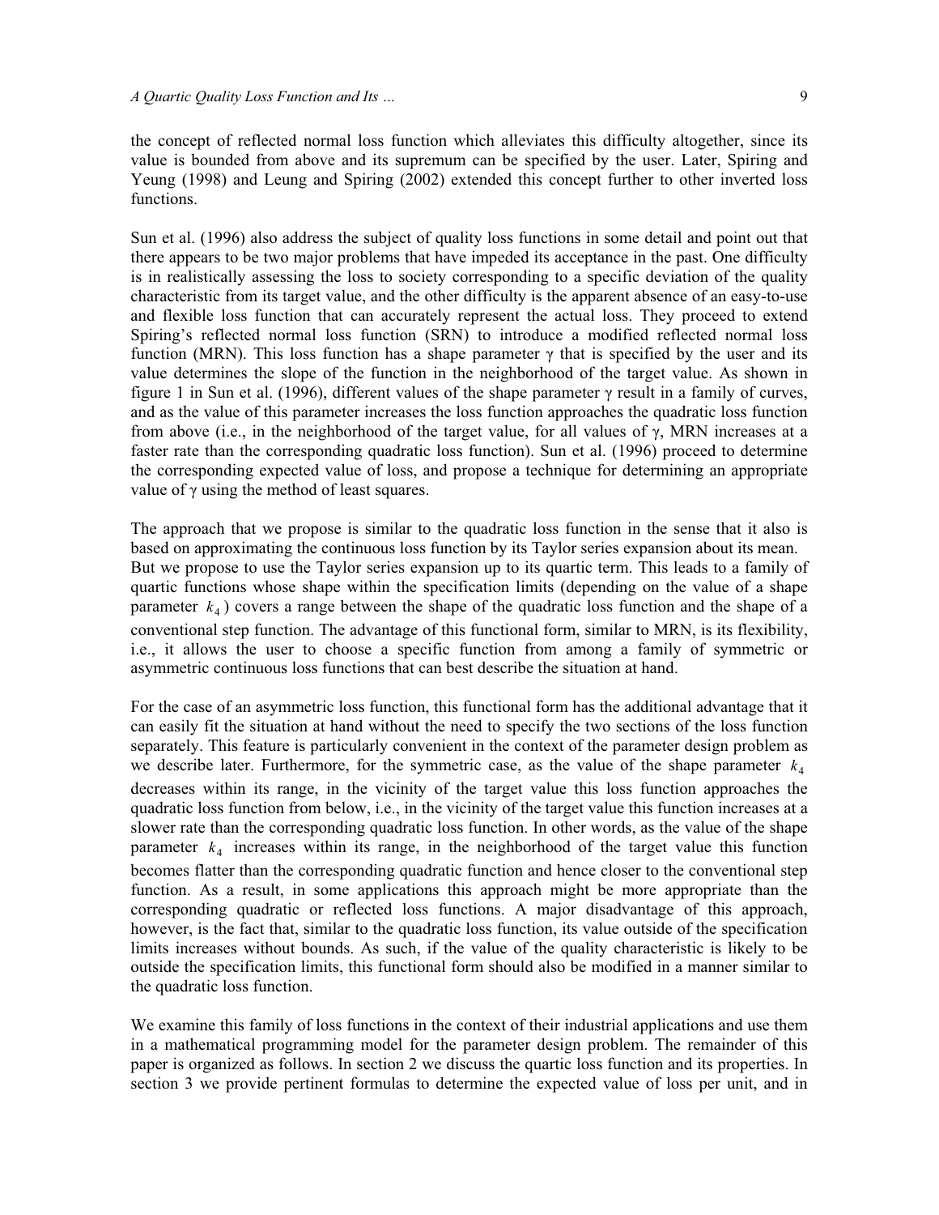the concept of reflected normal loss function which alleviates this difficulty altogether, since its value is bounded from above and its supremum can be specified by the user. Later, Spiring and Yeung (1998) and Leung and Spiring (2002) extended this concept further to other inverted loss functions.

Sun et al. (1996) also address the subject of quality loss functions in some detail and point out that there appears to be two major problems that have impeded its acceptance in the past. One difficulty is in realistically assessing the loss to society corresponding to a specific deviation of the quality characteristic from its target value, and the other difficulty is the apparent absence of an easy-to-use and flexible loss function that can accurately represent the actual loss. They proceed to extend Spiring's reflected normal loss function (SRN) to introduce a modified reflected normal loss function (MRN). This loss function has a shape parameter $\gamma$ that is specified by the user and its value determines the slope of the function in the neighborhood of the target value. As shown in figure 1 in Sun et al. (1996), different values of the shape parameter $\gamma$ result in a family of curves, and as the value of this parameter increases the loss function approaches the quadratic loss function from above (i.e., in the neighborhood of the target value, for all values of $\gamma$, MRN increases at a faster rate than the corresponding quadratic loss function). Sun et al. (1996) proceed to determine the corresponding expected value of loss, and propose a technique for determining an appropriate value of $\gamma$ using the method of least squares.

The approach that we propose is similar to the quadratic loss function in the sense that it also is based on approximating the continuous loss function by its Taylor series expansion about its mean. But we propose to use the Taylor series expansion up to its quartic term. This leads to a family of quartic functions whose shape within the specification limits (depending on the value of a shape parameter $k_4$) covers a range between the shape of the quadratic loss function and the shape of a conventional step function. The advantage of this functional form, similar to MRN, is its flexibility, i.e., it allows the user to choose a specific function from among a family of symmetric or asymmetric continuous loss functions that can best describe the situation at hand.

For the case of an asymmetric loss function, this functional form has the additional advantage that it can easily fit the situation at hand without the need to specify the two sections of the loss function separately. This feature is particularly convenient in the context of the parameter design problem as we describe later. Furthermore, for the symmetric case, as the value of the shape parameter $k_4$ decreases within its range, in the vicinity of the target value this loss function approaches the quadratic loss function from below, i.e., in the vicinity of the target value this function increases at a slower rate than the corresponding quadratic loss function. In other words, as the value of the shape parameter $k_4$ increases within its range, in the neighborhood of the target value this function becomes flatter than the corresponding quadratic function and hence closer to the conventional step function. As a result, in some applications this approach might be more appropriate than the corresponding quadratic or reflected loss functions. A major disadvantage of this approach, however, is the fact that, similar to the quadratic loss function, its value outside of the specification limits increases without bounds. As such, if the value of the quality characteristic is likely to be outside the specification limits, this functional form should also be modified in a manner similar to the quadratic loss function.

We examine this family of loss functions in the context of their industrial applications and use them in a mathematical programming model for the parameter design problem. The remainder of this paper is organized as follows. In section 2 we discuss the quartic loss function and its properties. In section 3 we provide pertinent formulas to determine the expected value of loss per unit, and in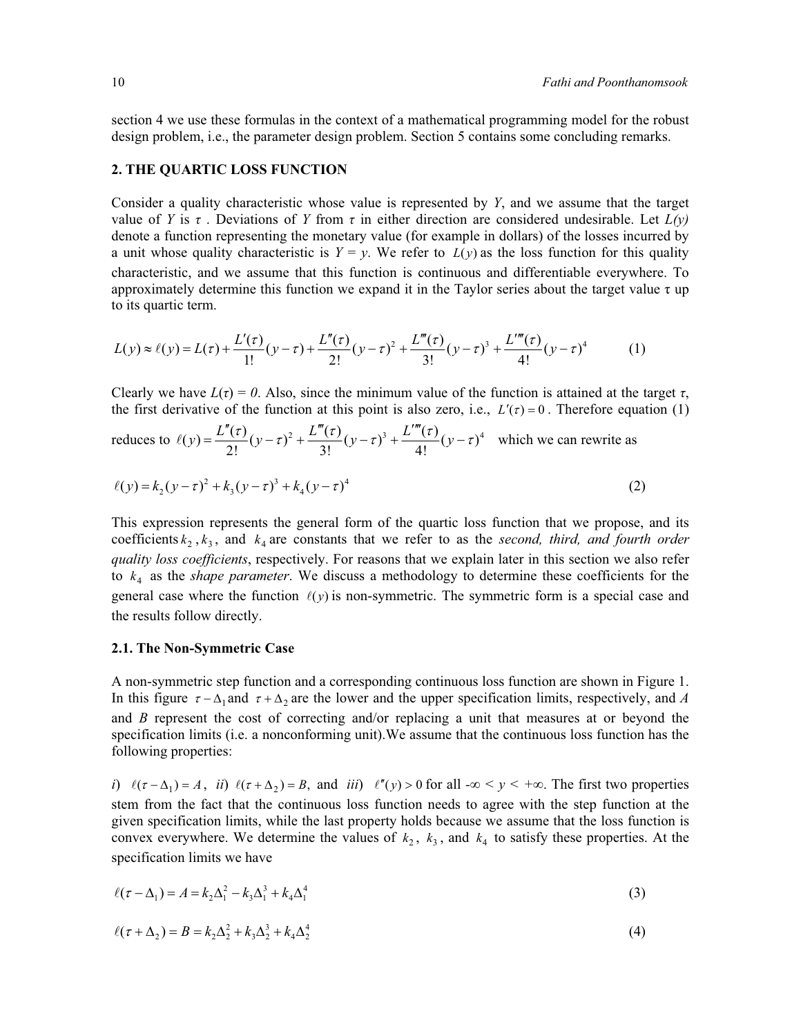section 4 we use these formulas in the context of a mathematical programming model for the robust design problem, i.e., the parameter design problem. Section 5 contains some concluding remarks.

## 2. THE QUARTIC LOSS FUNCTION

Consider a quality characteristic whose value is represented by $Y$, and we assume that the target value of $Y$ is $\tau$. Deviations of $Y$ from $\tau$ in either direction are considered undesirable. Let $L(y)$ denote a function representing the monetary value (for example in dollars) of the losses incurred by a unit whose quality characteristic is $Y = y$. We refer to $L(y)$ as the loss function for this quality characteristic, and we assume that this function is continuous and differentiable everywhere. To approximately determine this function we expand it in the Taylor series about the target value $\tau$ up to its quartic term.

$$L(y) \approx \ell(y) = L(\tau) + \frac{L'(\tau)}{1!}(y-\tau) + \frac{L''(\tau)}{2!}(y-\tau)^2 + \frac{L'''(\tau)}{3!}(y-\tau)^3 + \frac{L''''(\tau)}{4!}(y-\tau)^4 \tag{1}$$

Clearly we have $L(\tau) = 0$. Also, since the minimum value of the function is attained at the target $\tau$, the first derivative of the function at this point is also zero, i.e., $L'(\tau) = 0$. Therefore equation (1) reduces to $\ell(y) = \frac{L''(\tau)}{2!}(y-\tau)^2 + \frac{L'''(\tau)}{3!}(y-\tau)^3 + \frac{L''''(\tau)}{4!}(y-\tau)^4$ which we can rewrite as

$$\ell(y) = k_2(y-\tau)^2 + k_3(y-\tau)^3 + k_4(y-\tau)^4 \tag{2}$$

This expression represents the general form of the quartic loss function that we propose, and its coefficients $k_2$, $k_3$, and $k_4$ are constants that we refer to as the *second, third, and fourth order quality loss coefficients*, respectively. For reasons that we explain later in this section we also refer to $k_4$ as the *shape parameter*. We discuss a methodology to determine these coefficients for the general case where the function $\ell(y)$ is non-symmetric. The symmetric form is a special case and the results follow directly.

### 2.1. The Non-Symmetric Case

A non-symmetric step function and a corresponding continuous loss function are shown in Figure 1. In this figure $\tau - \Delta_1$ and $\tau + \Delta_2$ are the lower and the upper specification limits, respectively, and $A$ and $B$ represent the cost of correcting and/or replacing a unit that measures at or beyond the specification limits (i.e. a nonconforming unit).We assume that the continuous loss function has the following properties:

*i*) $\ell(\tau - \Delta_1) = A$, *ii*) $\ell(\tau + \Delta_2) = B$, and *iii*) $\ell''(y) > 0$ for all $-\infty < y < +\infty$. The first two properties stem from the fact that the continuous loss function needs to agree with the step function at the given specification limits, while the last property holds because we assume that the loss function is convex everywhere. We determine the values of $k_2$, $k_3$, and $k_4$ to satisfy these properties. At the specification limits we have

$$\ell(\tau - \Delta_1) = A = k_2\Delta_1^2 - k_3\Delta_1^3 + k_4\Delta_1^4 \tag{3}$$

$$\ell(\tau + \Delta_2) = B = k_2\Delta_2^2 + k_3\Delta_2^3 + k_4\Delta_2^4 \tag{4}$$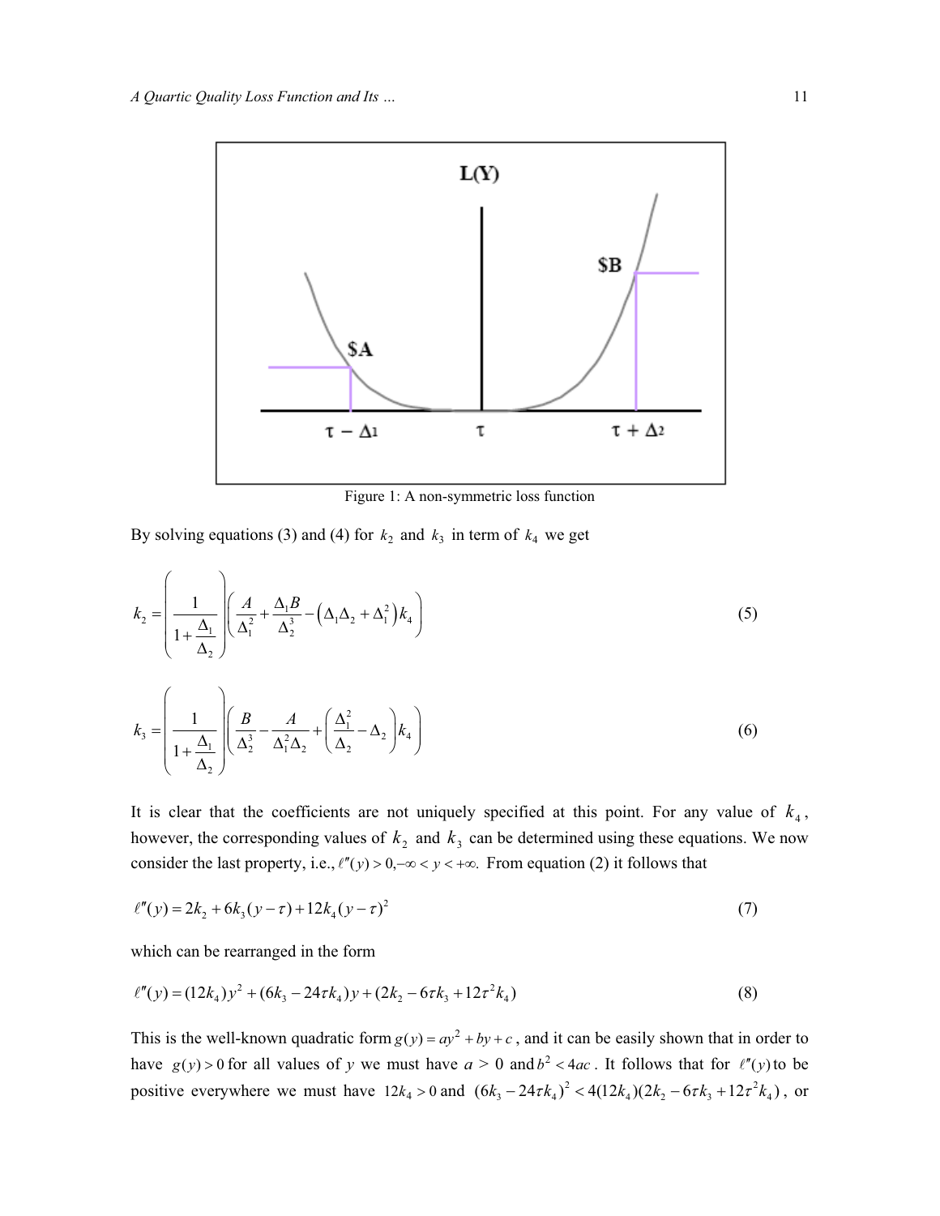Figure 1: A non-symmetric loss function

By solving equations (3) and (4) for $k_2$ and $k_3$ in term of $k_4$ we get

$$k_2 = \left( \frac{1}{1 + \frac{\Delta_1}{\Delta_2}} \right) \left( \frac{A}{\Delta_1^2} + \frac{\Delta_1 B}{\Delta_2^3} - \left( \Delta_1 \Delta_2 + \Delta_1^2 \right) k_4 \right) \tag{5}$$

$$k_3 = \left( \frac{1}{1 + \frac{\Delta_1}{\Delta_2}} \right) \left( \frac{B}{\Delta_2^3} - \frac{A}{\Delta_1^2 \Delta_2} + \left( \frac{\Delta_1^2}{\Delta_2} - \Delta_2 \right) k_4 \right) \tag{6}$$

It is clear that the coefficients are not uniquely specified at this point. For any value of $k_4$, however, the corresponding values of $k_2$ and $k_3$ can be determined using these equations. We now consider the last property, i.e., $\ell''(y) > 0, -\infty < y < +\infty.$ From equation (2) it follows that

$$\ell''(y) = 2k_2 + 6k_3(y - \tau) + 12k_4(y - \tau)^2 \tag{7}$$

which can be rearranged in the form

$$\ell''(y) = (12k_4)y^2 + (6k_3 - 24\tau k_4)y + (2k_2 - 6\tau k_3 + 12\tau^2 k_4) \tag{8}$$

This is the well-known quadratic form $g(y) = ay^2 + by + c$, and it can be easily shown that in order to have $g(y) > 0$ for all values of $y$ we must have $a > 0$ and $b^2 < 4ac$. It follows that for $\ell''(y)$ to be positive everywhere we must have $12k_4 > 0$ and $(6k_3 - 24\tau k_4)^2 < 4(12k_4)(2k_2 - 6\tau k_3 + 12\tau^2 k_4)$, or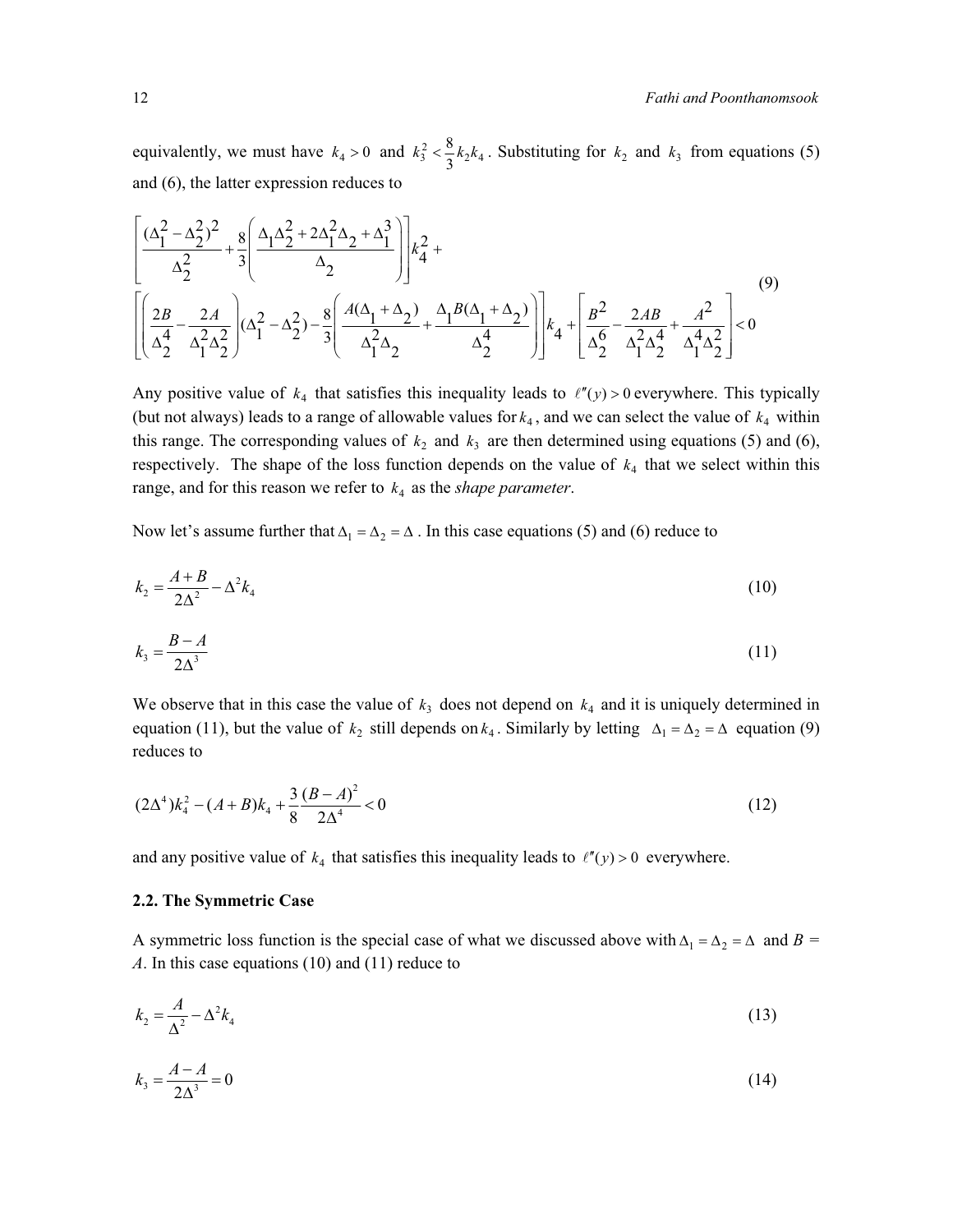equivalently, we must have $k_4 > 0$ and $k_3^2 < \frac{8}{3}k_2 k_4$. Substituting for $k_2$ and $k_3$ from equations (5) and (6), the latter expression reduces to

$$
\left[\frac{(\Delta_1^2-\Delta_2^2)^2}{\Delta_2^2}+\frac{8}{3}\left(\frac{\Delta_1\Delta_2^2+2\Delta_1^2\Delta_2+\Delta_1^3}{\Delta_2}\right)\right]k_4^2 +
\left[\left(\frac{2B}{\Delta_2^4}-\frac{2A}{\Delta_1^2\Delta_2^2}\right)(\Delta_1^2-\Delta_2^2)-\frac{8}{3}\left(\frac{A(\Delta_1+\Delta_2)}{\Delta_1^2\Delta_2}+\frac{\Delta_1 B(\Delta_1+\Delta_2)}{\Delta_2^4}\right)\right]k_4+\left[\frac{B^2}{\Delta_2^6}-\frac{2AB}{\Delta_1^2\Delta_2^4}+\frac{A^2}{\Delta_1^4\Delta_2^2}\right]<0 \tag{9}
$$

Any positive value of $k_4$ that satisfies this inequality leads to $\ell''(y) > 0$ everywhere. This typically (but not always) leads to a range of allowable values for $k_4$, and we can select the value of $k_4$ within this range. The corresponding values of $k_2$ and $k_3$ are then determined using equations (5) and (6), respectively. The shape of the loss function depends on the value of $k_4$ that we select within this range, and for this reason we refer to $k_4$ as the *shape parameter*.

Now let's assume further that $\Delta_1 = \Delta_2 = \Delta$. In this case equations (5) and (6) reduce to

$$
k_2 = \frac{A+B}{2\Delta^2} - \Delta^2 k_4 \tag{10}
$$

$$
k_3 = \frac{B-A}{2\Delta^3} \tag{11}
$$

We observe that in this case the value of $k_3$ does not depend on $k_4$ and it is uniquely determined in equation (11), but the value of $k_2$ still depends on $k_4$. Similarly by letting $\Delta_1 = \Delta_2 = \Delta$ equation (9) reduces to

$$
(2\Delta^4)k_4^2 - (A+B)k_4 + \frac{3}{8}\frac{(B-A)^2}{2\Delta^4} < 0 \tag{12}
$$

and any positive value of $k_4$ that satisfies this inequality leads to $\ell''(y) > 0$ everywhere.

### 2.2. The Symmetric Case

A symmetric loss function is the special case of what we discussed above with $\Delta_1 = \Delta_2 = \Delta$ and $B = A$. In this case equations (10) and (11) reduce to

$$
k_2 = \frac{A}{\Delta^2} - \Delta^2 k_4 \tag{13}
$$

$$
k_3 = \frac{A-A}{2\Delta^3} = 0 \tag{14}
$$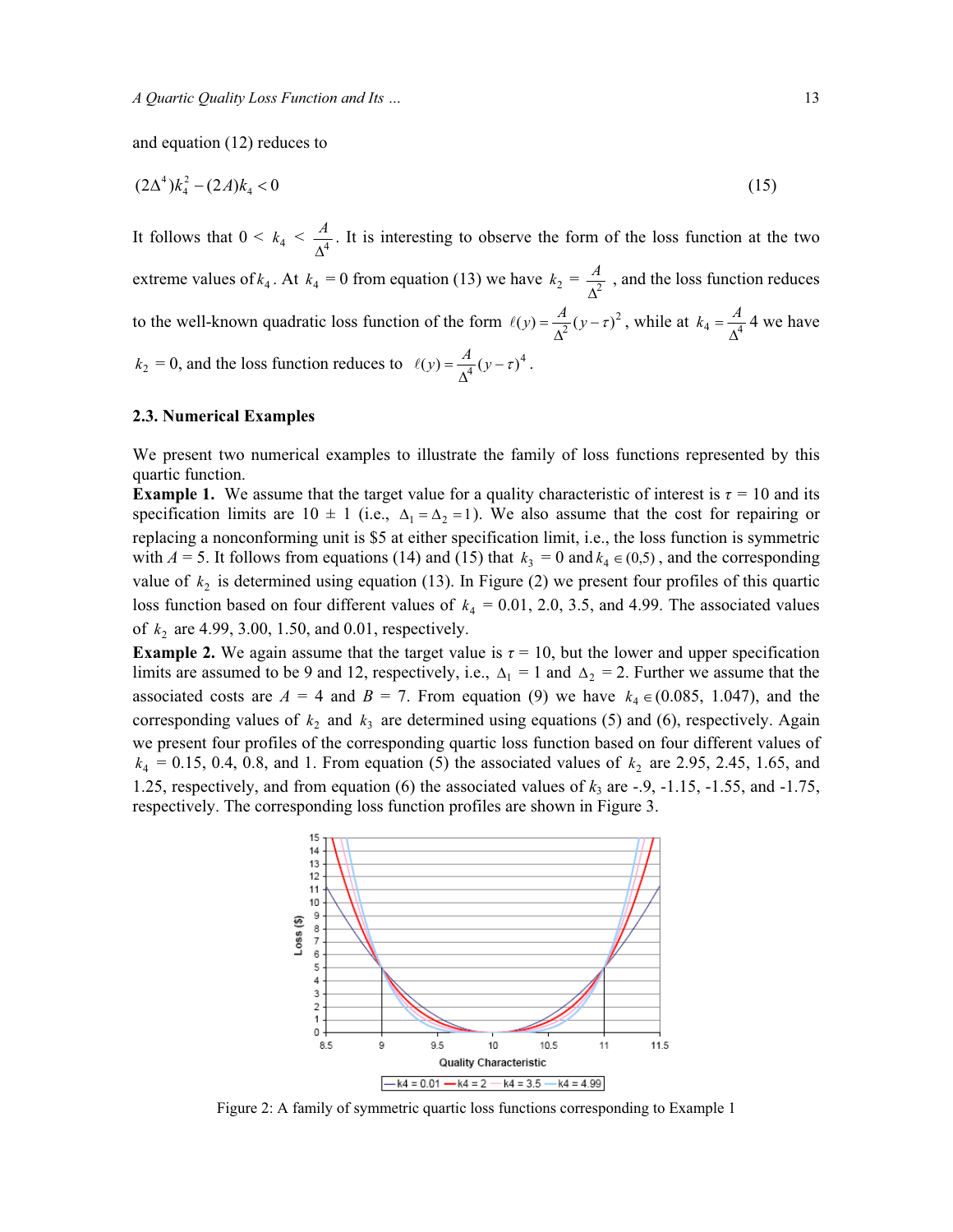and equation (12) reduces to

$$(2\Delta^4)k_4^2 - (2A)k_4 < 0 \tag{15}$$

It follows that $0 < k_4 < \frac{A}{\Delta^4}$. It is interesting to observe the form of the loss function at the two extreme values of $k_4$. At $k_4 = 0$ from equation (13) we have $k_2 = \frac{A}{\Delta^2}$, and the loss function reduces to the well-known quadratic loss function of the form $\ell(y) = \frac{A}{\Delta^2}(y-\tau)^2$, while at $k_4 = \frac{A}{\Delta^4}$ 4 we have $k_2 = 0$, and the loss function reduces to $\ell(y) = \frac{A}{\Delta^4}(y-\tau)^4$.

### 2.3. Numerical Examples

We present two numerical examples to illustrate the family of loss functions represented by this quartic function.

**Example 1.** We assume that the target value for a quality characteristic of interest is $\tau = 10$ and its specification limits are $10 \pm 1$ (i.e., $\Delta_1 = \Delta_2 = 1$). We also assume that the cost for repairing or replacing a nonconforming unit is $5 at either specification limit, i.e., the loss function is symmetric with $A = 5$. It follows from equations (14) and (15) that $k_3 = 0$ and $k_4 \in (0,5)$, and the corresponding value of $k_2$ is determined using equation (13). In Figure (2) we present four profiles of this quartic loss function based on four different values of $k_4 = 0.01$, 2.0, 3.5, and 4.99. The associated values of $k_2$ are 4.99, 3.00, 1.50, and 0.01, respectively.

**Example 2.** We again assume that the target value is $\tau = 10$, but the lower and upper specification limits are assumed to be 9 and 12, respectively, i.e., $\Delta_1 = 1$ and $\Delta_2 = 2$. Further we assume that the associated costs are $A = 4$ and $B = 7$. From equation (9) we have $k_4 \in (0.085, 1.047)$, and the corresponding values of $k_2$ and $k_3$ are determined using equations (5) and (6), respectively. Again we present four profiles of the corresponding quartic loss function based on four different values of $k_4 = 0.15$, 0.4, 0.8, and 1. From equation (5) the associated values of $k_2$ are 2.95, 2.45, 1.65, and 1.25, respectively, and from equation (6) the associated values of $k_3$ are -.9, -1.15, -1.55, and -1.75, respectively. The corresponding loss function profiles are shown in Figure 3.

Figure 2: A family of symmetric quartic loss functions corresponding to Example 1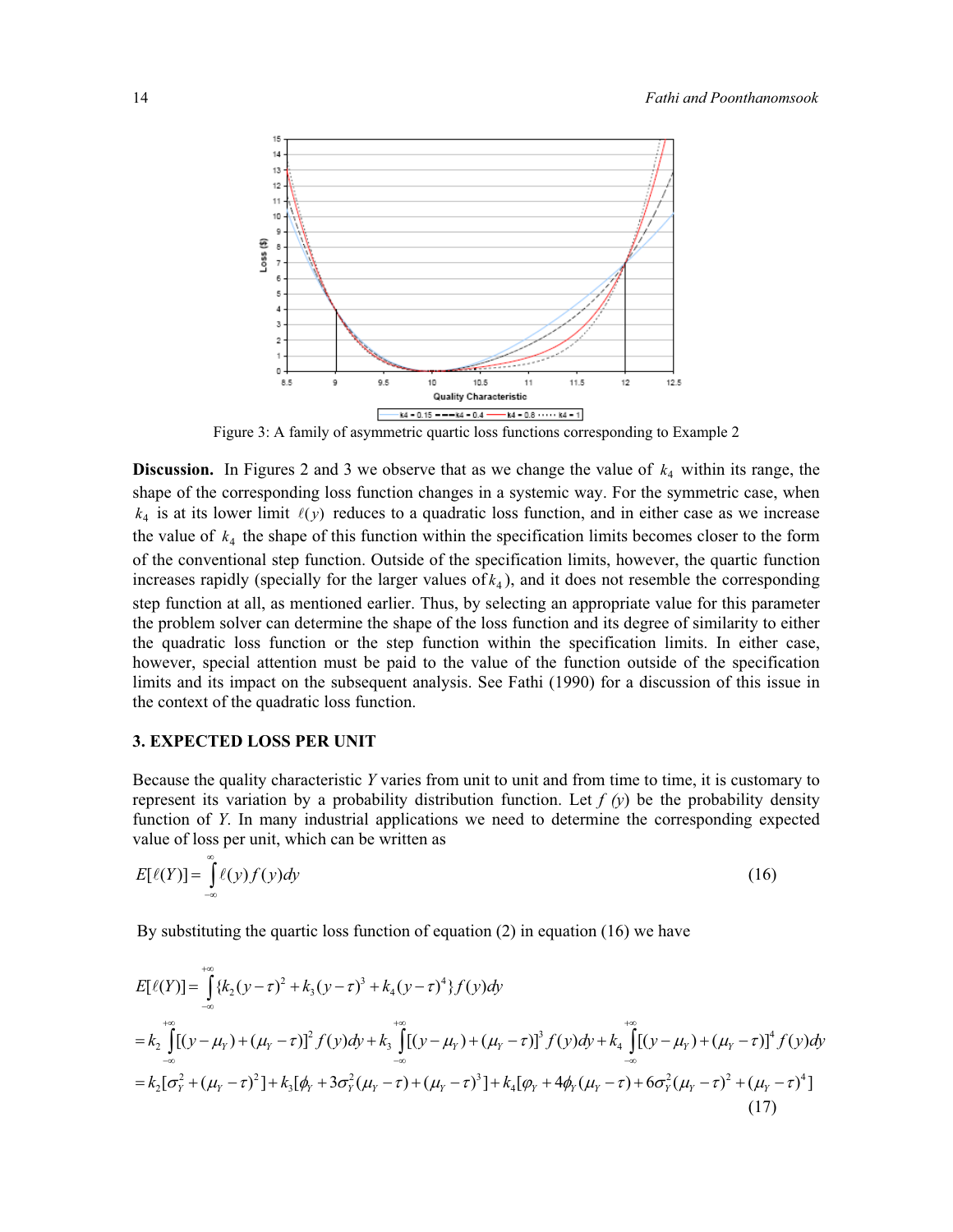Figure 3: A family of asymmetric quartic loss functions corresponding to Example 2

**Discussion.** In Figures 2 and 3 we observe that as we change the value of $k_4$ within its range, the shape of the corresponding loss function changes in a systemic way. For the symmetric case, when $k_4$ is at its lower limit $\ell(y)$ reduces to a quadratic loss function, and in either case as we increase the value of $k_4$ the shape of this function within the specification limits becomes closer to the form of the conventional step function. Outside of the specification limits, however, the quartic function increases rapidly (specially for the larger values of $k_4$), and it does not resemble the corresponding step function at all, as mentioned earlier. Thus, by selecting an appropriate value for this parameter the problem solver can determine the shape of the loss function and its degree of similarity to either the quadratic loss function or the step function within the specification limits. In either case, however, special attention must be paid to the value of the function outside of the specification limits and its impact on the subsequent analysis. See Fathi (1990) for a discussion of this issue in the context of the quadratic loss function.

## 3. EXPECTED LOSS PER UNIT

Because the quality characteristic $Y$ varies from unit to unit and from time to time, it is customary to represent its variation by a probability distribution function. Let $f(y)$ be the probability density function of $Y$. In many industrial applications we need to determine the corresponding expected value of loss per unit, which can be written as

$$E[\ell(Y)] = \int_{-\infty}^{\infty} \ell(y) f(y) dy \tag{16}$$

By substituting the quartic loss function of equation (2) in equation (16) we have

$$\begin{aligned}
E[\ell(Y)] &= \int_{-\infty}^{+\infty} \{k_2(y-\tau)^2 + k_3(y-\tau)^3 + k_4(y-\tau)^4\} f(y) dy \\
&= k_2 \int_{-\infty}^{+\infty} [(y-\mu_Y)+(\mu_Y-\tau)]^2 f(y) dy + k_3 \int_{-\infty}^{+\infty} [(y-\mu_Y)+(\mu_Y-\tau)]^3 f(y) dy + k_4 \int_{-\infty}^{+\infty} [(y-\mu_Y)+(\mu_Y-\tau)]^4 f(y) dy \\
&= k_2[\sigma_Y^2 + (\mu_Y-\tau)^2] + k_3[\phi_Y + 3\sigma_Y^2(\mu_Y-\tau) + (\mu_Y-\tau)^3] + k_4[\varphi_Y + 4\phi_Y(\mu_Y-\tau) + 6\sigma_Y^2(\mu_Y-\tau)^2 + (\mu_Y-\tau)^4]
\end{aligned} \tag{17}$$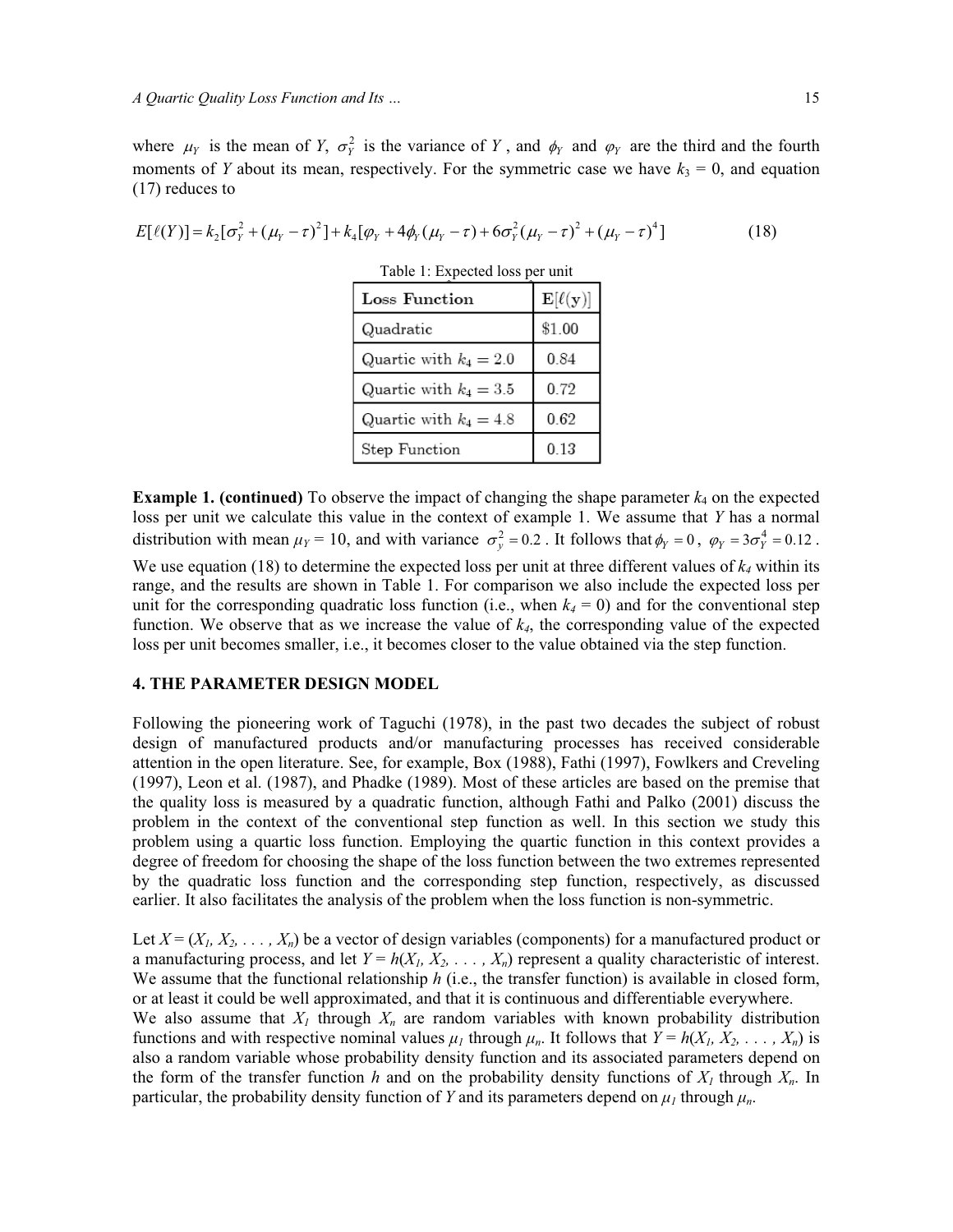where $\mu_Y$ is the mean of $Y$, $\sigma_Y^2$ is the variance of $Y$ , and $\phi_Y$ and $\varphi_Y$ are the third and the fourth moments of $Y$ about its mean, respectively. For the symmetric case we have $k_3 = 0$, and equation (17) reduces to

$$E[\ell(Y)] = k_2[\sigma_Y^2 + (\mu_Y - \tau)^2] + k_4[\varphi_Y + 4\phi_Y(\mu_Y - \tau) + 6\sigma_Y^2(\mu_Y - \tau)^2 + (\mu_Y - \tau)^4] \tag{18}$$

Table 1: Expected loss per unit

| Loss Function | $\mathbf{E}[\ell(\mathbf{y})]$ |
|---|---|
| Quadratic | \$1.00 |
| Quartic with $k_4 = 2.0$ | 0.84 |
| Quartic with $k_4 = 3.5$ | 0.72 |
| Quartic with $k_4 = 4.8$ | 0.62 |
| Step Function | 0.13 |

**Example 1. (continued)** To observe the impact of changing the shape parameter $k_4$ on the expected loss per unit we calculate this value in the context of example 1. We assume that $Y$ has a normal distribution with mean $\mu_Y = 10$, and with variance $\sigma_y^2 = 0.2$ . It follows that $\phi_Y = 0$ , $\varphi_Y = 3\sigma_Y^4 = 0.12$ . We use equation (18) to determine the expected loss per unit at three different values of $k_4$ within its range, and the results are shown in Table 1. For comparison we also include the expected loss per unit for the corresponding quadratic loss function (i.e., when $k_4 = 0$) and for the conventional step function. We observe that as we increase the value of $k_4$, the corresponding value of the expected loss per unit becomes smaller, i.e., it becomes closer to the value obtained via the step function.

## 4. THE PARAMETER DESIGN MODEL

Following the pioneering work of Taguchi (1978), in the past two decades the subject of robust design of manufactured products and/or manufacturing processes has received considerable attention in the open literature. See, for example, Box (1988), Fathi (1997), Fowlkers and Creveling (1997), Leon et al. (1987), and Phadke (1989). Most of these articles are based on the premise that the quality loss is measured by a quadratic function, although Fathi and Palko (2001) discuss the problem in the context of the conventional step function as well. In this section we study this problem using a quartic loss function. Employing the quartic function in this context provides a degree of freedom for choosing the shape of the loss function between the two extremes represented by the quadratic loss function and the corresponding step function, respectively, as discussed earlier. It also facilitates the analysis of the problem when the loss function is non-symmetric.

Let $X = (X_1, X_2, \ldots, X_n)$ be a vector of design variables (components) for a manufactured product or a manufacturing process, and let $Y = h(X_1, X_2, \ldots, X_n)$ represent a quality characteristic of interest. We assume that the functional relationship $h$ (i.e., the transfer function) is available in closed form, or at least it could be well approximated, and that it is continuous and differentiable everywhere.
We also assume that $X_1$ through $X_n$ are random variables with known probability distribution functions and with respective nominal values $\mu_1$ through $\mu_n$. It follows that $Y = h(X_1, X_2, \ldots, X_n)$ is also a random variable whose probability density function and its associated parameters depend on the form of the transfer function $h$ and on the probability density functions of $X_1$ through $X_n$. In particular, the probability density function of $Y$ and its parameters depend on $\mu_1$ through $\mu_n$.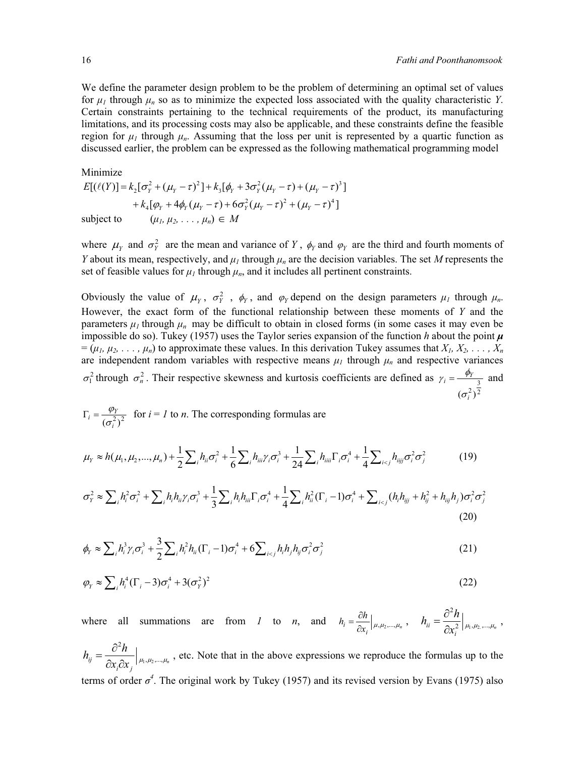We define the parameter design problem to be the problem of determining an optimal set of values for $\mu_1$ through $\mu_n$ so as to minimize the expected loss associated with the quality characteristic $Y$. Certain constraints pertaining to the technical requirements of the product, its manufacturing limitations, and its processing costs may also be applicable, and these constraints define the feasible region for $\mu_1$ through $\mu_n$. Assuming that the loss per unit is represented by a quartic function as discussed earlier, the problem can be expressed as the following mathematical programming model

Minimize

$$
\begin{aligned}
E[(\ell(Y)] = & \, k_2[\sigma_Y^2 + (\mu_Y - \tau)^2] + k_3[\phi_Y + 3\sigma_Y^2(\mu_Y - \tau) + (\mu_Y - \tau)^3] \\
& + k_4[\varphi_Y + 4\phi_Y(\mu_Y - \tau) + 6\sigma_Y^2(\mu_Y - \tau)^2 + (\mu_Y - \tau)^4]
\end{aligned}
$$

subject to $(\mu_1, \mu_2, \ldots, \mu_n) \in M$

where $\mu_Y$ and $\sigma_Y^2$ are the mean and variance of $Y$, $\phi_Y$ and $\varphi_Y$ are the third and fourth moments of $Y$ about its mean, respectively, and $\mu_1$ through $\mu_n$ are the decision variables. The set $M$ represents the set of feasible values for $\mu_1$ through $\mu_n$, and it includes all pertinent constraints.

Obviously the value of $\mu_Y$, $\sigma_Y^2$, $\phi_Y$, and $\varphi_Y$ depend on the design parameters $\mu_1$ through $\mu_n$. However, the exact form of the functional relationship between these moments of $Y$ and the parameters $\mu_1$ through $\mu_n$ may be difficult to obtain in closed forms (in some cases it may even be impossible do so). Tukey (1957) uses the Taylor series expansion of the function $h$ about the point $\boldsymbol{\mu} = (\mu_1, \mu_2, \ldots, \mu_n)$ to approximate these values. In this derivation Tukey assumes that $X_1, X_2, \ldots, X_n$ are independent random variables with respective means $\mu_1$ through $\mu_n$ and respective variances $\sigma_1^2$ through $\sigma_n^2$. Their respective skewness and kurtosis coefficients are defined as $\gamma_i = \frac{\phi_Y}{(\sigma_i^2)^{\frac{3}{2}}}$ and $\Gamma_i = \frac{\varphi_Y}{(\sigma_i^2)^2}$ for $i = 1$ to $n$. The corresponding formulas are

$$
\mu_Y \approx h(\mu_1, \mu_2, \ldots, \mu_n) + \frac{1}{2}\sum_i h_{ii}\sigma_i^2 + \frac{1}{6}\sum_i h_{iii}\gamma_i\sigma_i^3 + \frac{1}{24}\sum_i h_{iiii}\Gamma_i\sigma_i^4 + \frac{1}{4}\sum_{i<j} h_{iijj}\sigma_i^2\sigma_j^2 \tag{19}
$$

$$
\sigma_Y^2 \approx \sum_i h_i^2\sigma_i^2 + \sum_i h_i h_{ii}\gamma_i\sigma_i^3 + \frac{1}{3}\sum_i h_i h_{iii}\Gamma_i\sigma_i^4 + \frac{1}{4}\sum_i h_{ii}^2(\Gamma_i - 1)\sigma_i^4 + \sum_{i<j}(h_i h_{ijj} + h_{ij}^2 + h_{iij}h_j)\sigma_i^2\sigma_j^2 \tag{20}
$$

$$
\phi_Y \approx \sum_i h_i^3\gamma_i\sigma_i^3 + \frac{3}{2}\sum_i h_i^2 h_{ii}(\Gamma_i - 1)\sigma_i^4 + 6\sum_{i<j} h_i h_j h_{ij}\sigma_i^2\sigma_j^2 \tag{21}
$$

$$
\varphi_Y \approx \sum_i h_i^4(\Gamma_i - 3)\sigma_i^4 + 3(\sigma_Y^2)^2 \tag{22}
$$

where all summations are from $1$ to $n$, and $h_i = \frac{\partial h}{\partial x_i}\Big|_{\mu_1,\mu_2,\ldots,\mu_n}$, $h_{ii} = \frac{\partial^2 h}{\partial x_i^2}\Big|_{\mu_1,\mu_2,\ldots,\mu_n}$, $h_{ij} = \frac{\partial^2 h}{\partial x_i \partial x_j}\Big|_{\mu_1,\mu_2,\ldots,\mu_n}$, etc. Note that in the above expressions we reproduce the formulas up to the terms of order $\sigma^4$. The original work by Tukey (1957) and its revised version by Evans (1975) also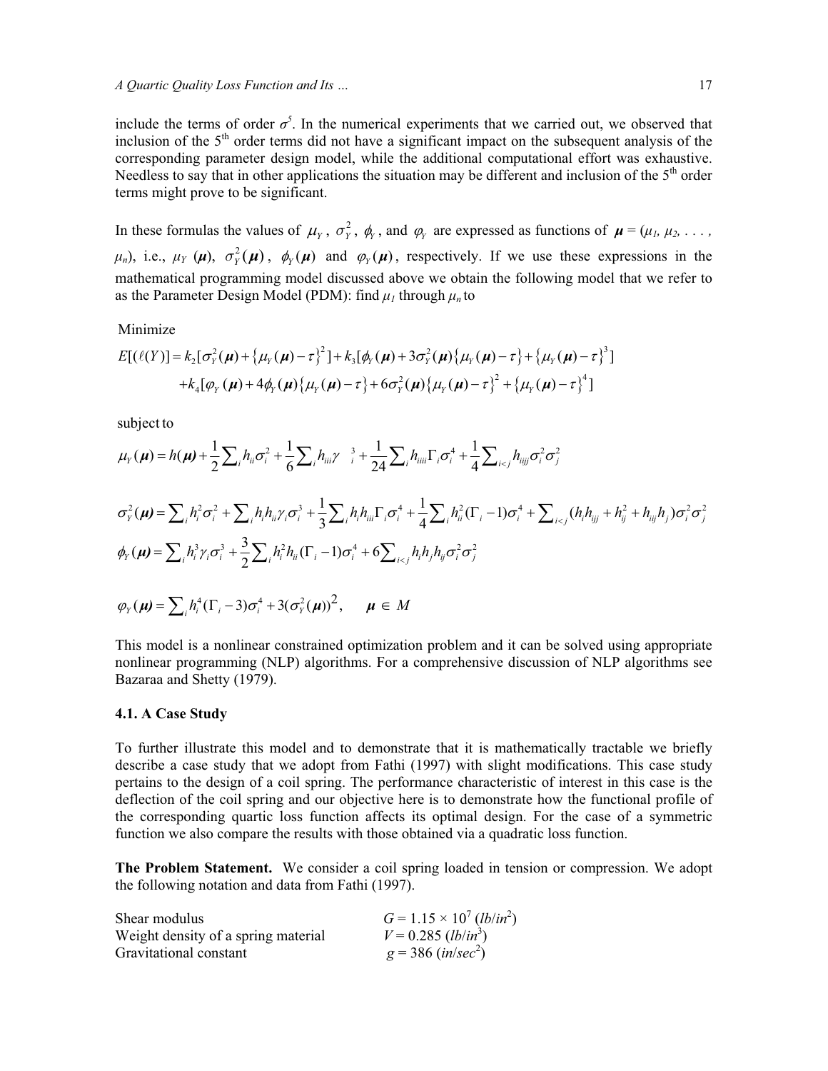include the terms of order $\sigma^5$. In the numerical experiments that we carried out, we observed that inclusion of the 5[th] order terms did not have a significant impact on the subsequent analysis of the corresponding parameter design model, while the additional computational effort was exhaustive. Needless to say that in other applications the situation may be different and inclusion of the 5[th] order terms might prove to be significant.

In these formulas the values of $\mu_Y$, $\sigma_Y^2$, $\phi_Y$, and $\varphi_Y$ are expressed as functions of $\boldsymbol{\mu} = (\mu_1, \mu_2, \ldots, \mu_n)$, i.e., $\mu_Y(\boldsymbol{\mu})$, $\sigma_Y^2(\boldsymbol{\mu})$, $\phi_Y(\boldsymbol{\mu})$ and $\varphi_Y(\boldsymbol{\mu})$, respectively. If we use these expressions in the mathematical programming model discussed above we obtain the following model that we refer to as the Parameter Design Model (PDM): find $\mu_1$ through $\mu_n$ to

Minimize

$$E[(\ell(Y)] = k_2[\sigma_Y^2(\boldsymbol{\mu}) + \{\mu_Y(\boldsymbol{\mu}) - \tau\}^2] + k_3[\phi_Y(\boldsymbol{\mu}) + 3\sigma_Y^2(\boldsymbol{\mu})\{\mu_Y(\boldsymbol{\mu}) - \tau\} + \{\mu_Y(\boldsymbol{\mu}) - \tau\}^3]$$
$$+ k_4[\varphi_Y(\boldsymbol{\mu}) + 4\phi_Y(\boldsymbol{\mu})\{\mu_Y(\boldsymbol{\mu}) - \tau\} + 6\sigma_Y^2(\boldsymbol{\mu})\{\mu_Y(\boldsymbol{\mu}) - \tau\}^2 + \{\mu_Y(\boldsymbol{\mu}) - \tau\}^4]$$

subject to

$$\mu_Y(\boldsymbol{\mu}) = h(\boldsymbol{\mu}) + \frac{1}{2}\sum_i h_{ii}\sigma_i^2 + \frac{1}{6}\sum_i h_{iii}\gamma_i^3 + \frac{1}{24}\sum_i h_{iiii}\Gamma_i\sigma_i^4 + \frac{1}{4}\sum_{i<j} h_{iijj}\sigma_i^2\sigma_j^2$$

$$\sigma_Y^2(\boldsymbol{\mu}) = \sum_i h_i^2\sigma_i^2 + \sum_i h_i h_{ii}\gamma_i\sigma_i^3 + \frac{1}{3}\sum_i h_i h_{iii}\Gamma_i\sigma_i^4 + \frac{1}{4}\sum_i h_{ii}^2(\Gamma_i - 1)\sigma_i^4 + \sum_{i<j}(h_i h_{ijj} + h_{ij}^2 + h_{iij}h_j)\sigma_i^2\sigma_j^2$$

$$\phi_Y(\boldsymbol{\mu}) = \sum_i h_i^3\gamma_i\sigma_i^3 + \frac{3}{2}\sum_i h_i^2 h_{ii}(\Gamma_i - 1)\sigma_i^4 + 6\sum_{i<j} h_i h_j h_{ij}\sigma_i^2\sigma_j^2$$

$$\varphi_Y(\boldsymbol{\mu}) = \sum_i h_i^4(\Gamma_i - 3)\sigma_i^4 + 3(\sigma_Y^2(\boldsymbol{\mu}))^2, \qquad \boldsymbol{\mu} \in M$$

This model is a nonlinear constrained optimization problem and it can be solved using appropriate nonlinear programming (NLP) algorithms. For a comprehensive discussion of NLP algorithms see Bazaraa and Shetty (1979).

### 4.1. A Case Study

To further illustrate this model and to demonstrate that it is mathematically tractable we briefly describe a case study that we adopt from Fathi (1997) with slight modifications. This case study pertains to the design of a coil spring. The performance characteristic of interest in this case is the deflection of the coil spring and our objective here is to demonstrate how the functional profile of the corresponding quartic loss function affects its optimal design. For the case of a symmetric function we also compare the results with those obtained via a quadratic loss function.

**The Problem Statement.** We consider a coil spring loaded in tension or compression. We adopt the following notation and data from Fathi (1997).

| | |
|---|---|
| Shear modulus | $G = 1.15 \times 10^7$ ($lb/in^2$) |
| Weight density of a spring material | $V = 0.285$ ($lb/in^3$) |
| Gravitational constant | $g = 386$ ($in/sec^2$) |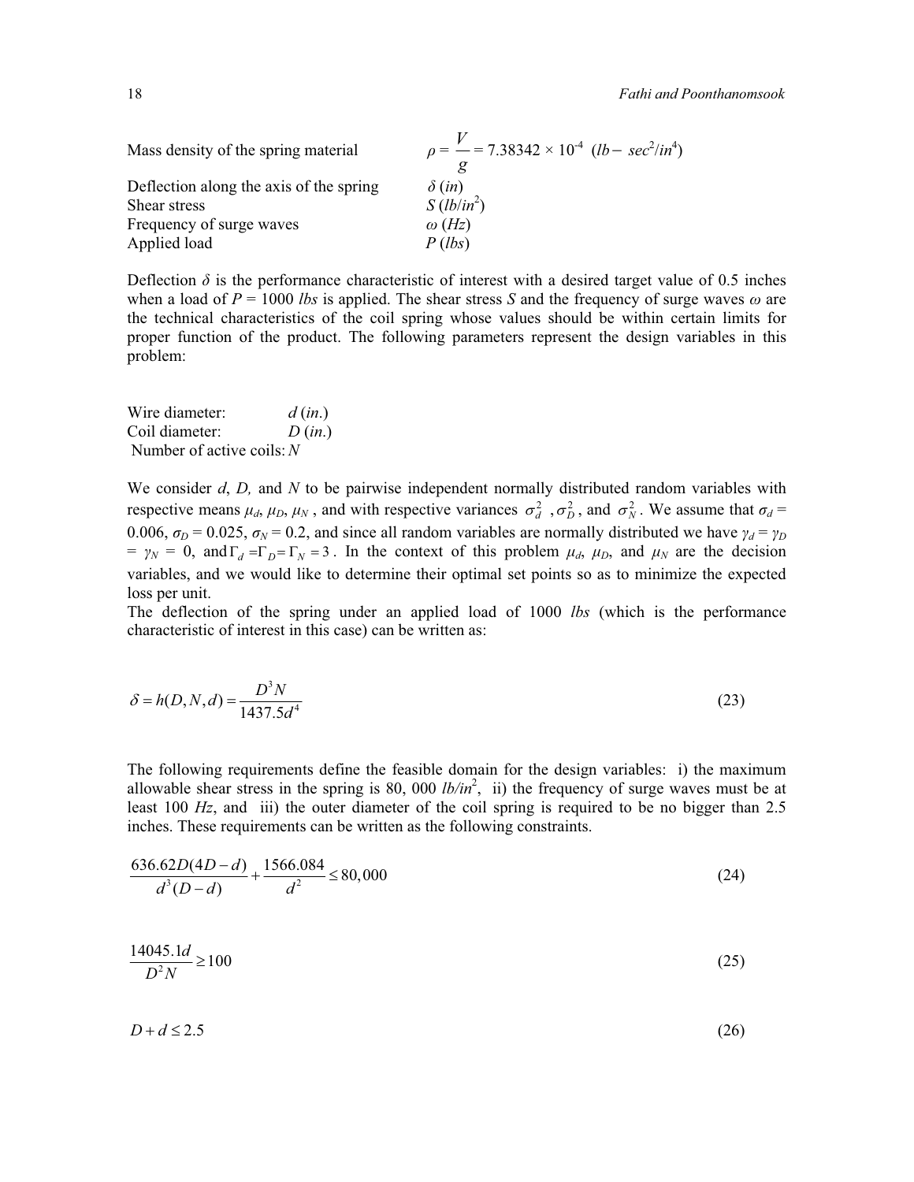| | |
|---|---|
| Mass density of the spring material | $\rho = \dfrac{V}{g} = 7.38342 \times 10^{-4}$ ($lb-sec^2/in^4$) |
| Deflection along the axis of the spring | $\delta$ ($in$) |
| Shear stress | $S$ ($lb/in^2$) |
| Frequency of surge waves | $\omega$ ($Hz$) |
| Applied load | $P$ ($lbs$) |

Deflection $\delta$ is the performance characteristic of interest with a desired target value of 0.5 inches when a load of $P = 1000$ *lbs* is applied. The shear stress $S$ and the frequency of surge waves $\omega$ are the technical characteristics of the coil spring whose values should be within certain limits for proper function of the product. The following parameters represent the design variables in this problem:

| | |
|---|---|
| Wire diameter: | $d$ ($in.$) |
| Coil diameter: | $D$ ($in.$) |
| Number of active coils: | $N$ |

We consider $d$, $D$, and $N$ to be pairwise independent normally distributed random variables with respective means $\mu_d$, $\mu_D$, $\mu_N$, and with respective variances $\sigma_d^2$, $\sigma_D^2$, and $\sigma_N^2$. We assume that $\sigma_d = 0.006$, $\sigma_D = 0.025$, $\sigma_N = 0.2$, and since all random variables are normally distributed we have $\gamma_d = \gamma_D = \gamma_N = 0$, and $\Gamma_d = \Gamma_D = \Gamma_N = 3$. In the context of this problem $\mu_d$, $\mu_D$, and $\mu_N$ are the decision variables, and we would like to determine their optimal set points so as to minimize the expected loss per unit.

The deflection of the spring under an applied load of 1000 *lbs* (which is the performance characteristic of interest in this case) can be written as:

$$\delta = h(D, N, d) = \frac{D^3 N}{1437.5 d^4} \tag{23}$$

The following requirements define the feasible domain for the design variables: i) the maximum allowable shear stress in the spring is 80, 000 $lb/in^2$, ii) the frequency of surge waves must be at least 100 $Hz$, and iii) the outer diameter of the coil spring is required to be no bigger than 2.5 inches. These requirements can be written as the following constraints.

$$\frac{636.62D(4D-d)}{d^3(D-d)} + \frac{1566.084}{d^2} \leq 80{,}000 \tag{24}$$

$$\frac{14045.1d}{D^2 N} \geq 100 \tag{25}$$

$$D + d \leq 2.5 \tag{26}$$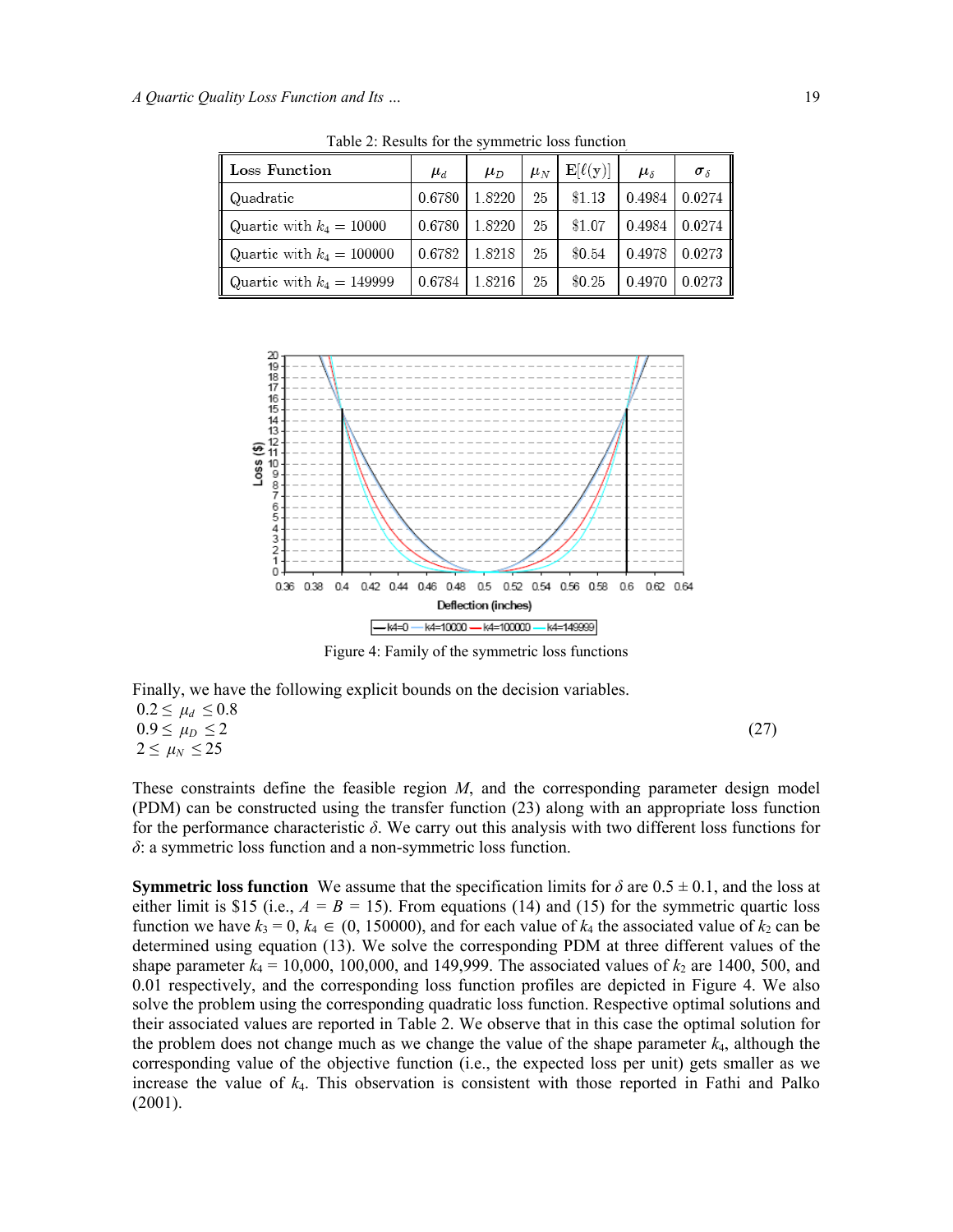Table 2: Results for the symmetric loss function

| Loss Function | $\mu_d$ | $\mu_D$ | $\mu_N$ | $\mathrm{E}[\ell(\mathrm{y})]$ | $\mu_\delta$ | $\sigma_\delta$ |
|---|---|---|---|---|---|---|
| Quadratic | 0.6780 | 1.8220 | 25 | \$1.13 | 0.4984 | 0.0274 |
| Quartic with $k_4 = 10000$ | 0.6780 | 1.8220 | 25 | \$1.07 | 0.4984 | 0.0274 |
| Quartic with $k_4 = 100000$ | 0.6782 | 1.8218 | 25 | \$0.54 | 0.4978 | 0.0273 |
| Quartic with $k_4 = 149999$ | 0.6784 | 1.8216 | 25 | \$0.25 | 0.4970 | 0.0273 |

Figure 4: Family of the symmetric loss functions

Finally, we have the following explicit bounds on the decision variables.

$$
\begin{aligned}
&0.2 \leq \mu_d \leq 0.8 \\
&0.9 \leq \mu_D \leq 2 \qquad\qquad (27)\\
&2 \leq \mu_N \leq 25
\end{aligned}
$$

These constraints define the feasible region $M$, and the corresponding parameter design model (PDM) can be constructed using the transfer function (23) along with an appropriate loss function for the performance characteristic $\delta$. We carry out this analysis with two different loss functions for $\delta$: a symmetric loss function and a non-symmetric loss function.

**Symmetric loss function** We assume that the specification limits for $\delta$ are $0.5 \pm 0.1$, and the loss at either limit is \$15 (i.e., $A = B = 15$). From equations (14) and (15) for the symmetric quartic loss function we have $k_3 = 0$, $k_4 \in (0, 150000)$, and for each value of $k_4$ the associated value of $k_2$ can be determined using equation (13). We solve the corresponding PDM at three different values of the shape parameter $k_4$ = 10,000, 100,000, and 149,999. The associated values of $k_2$ are 1400, 500, and 0.01 respectively, and the corresponding loss function profiles are depicted in Figure 4. We also solve the problem using the corresponding quadratic loss function. Respective optimal solutions and their associated values are reported in Table 2. We observe that in this case the optimal solution for the problem does not change much as we change the value of the shape parameter $k_4$, although the corresponding value of the objective function (i.e., the expected loss per unit) gets smaller as we increase the value of $k_4$. This observation is consistent with those reported in Fathi and Palko (2001).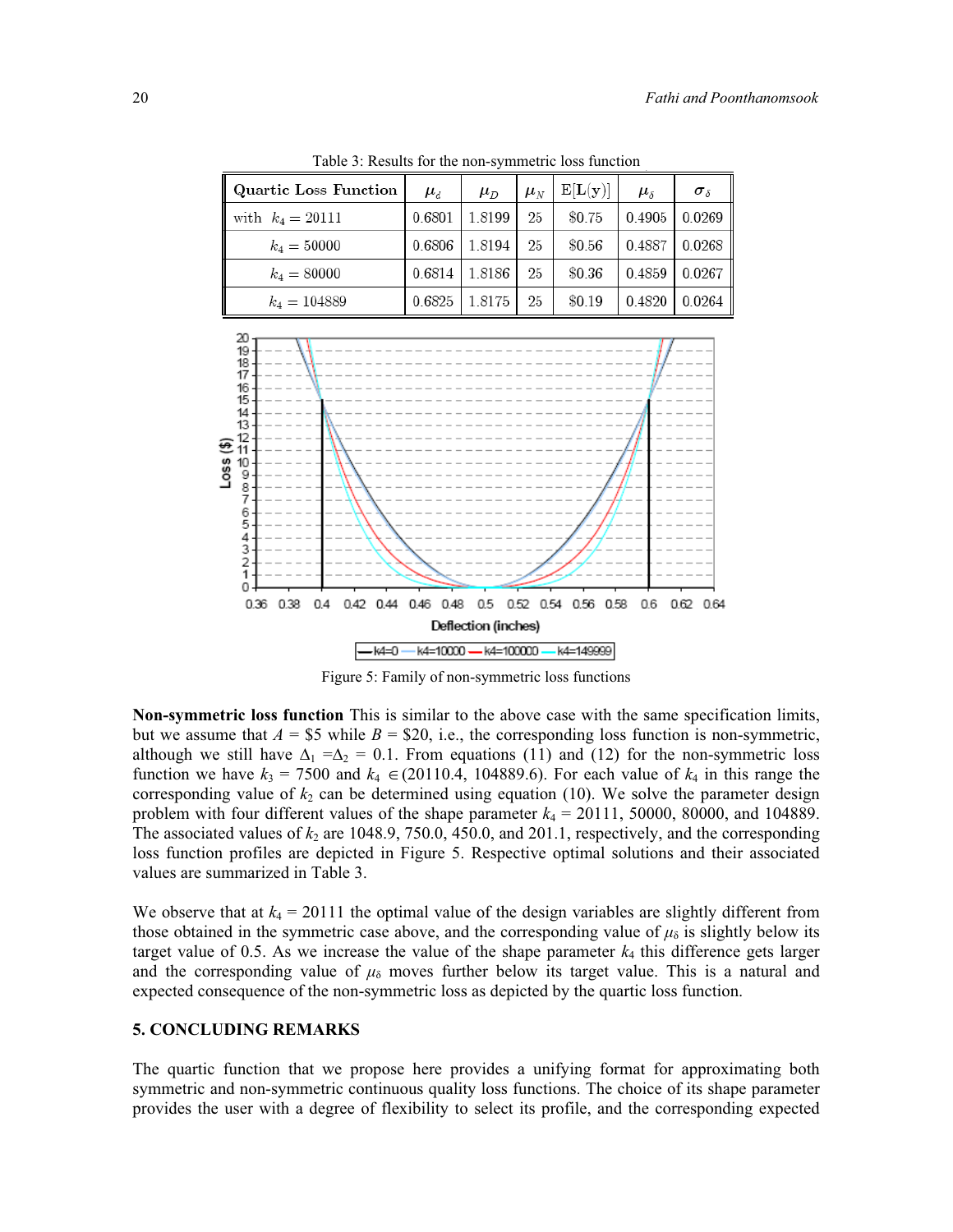Table 3: Results for the non-symmetric loss function

| Quartic Loss Function | $\mu_d$ | $\mu_D$ | $\mu_N$ | E[L(y)] | $\mu_\delta$ | $\sigma_\delta$ |
|---|---|---|---|---|---|---|
| with $k_4 = 20111$ | 0.6801 | 1.8199 | 25 | \$0.75 | 0.4905 | 0.0269 |
| $k_4 = 50000$ | 0.6806 | 1.8194 | 25 | \$0.56 | 0.4887 | 0.0268 |
| $k_4 = 80000$ | 0.6814 | 1.8186 | 25 | \$0.36 | 0.4859 | 0.0267 |
| $k_4 = 104889$ | 0.6825 | 1.8175 | 25 | \$0.19 | 0.4820 | 0.0264 |

Figure 5: Family of non-symmetric loss functions

**Non-symmetric loss function** This is similar to the above case with the same specification limits, but we assume that $A$ = \$5 while $B$ = \$20, i.e., the corresponding loss function is non-symmetric, although we still have $\Delta_1 = \Delta_2 = 0.1$. From equations (11) and (12) for the non-symmetric loss function we have $k_3 = 7500$ and $k_4 \in (20110.4, 104889.6)$. For each value of $k_4$ in this range the corresponding value of $k_2$ can be determined using equation (10). We solve the parameter design problem with four different values of the shape parameter $k_4$ = 20111, 50000, 80000, and 104889. The associated values of $k_2$ are 1048.9, 750.0, 450.0, and 201.1, respectively, and the corresponding loss function profiles are depicted in Figure 5. Respective optimal solutions and their associated values are summarized in Table 3.

We observe that at $k_4$ = 20111 the optimal value of the design variables are slightly different from those obtained in the symmetric case above, and the corresponding value of $\mu_\delta$ is slightly below its target value of 0.5. As we increase the value of the shape parameter $k_4$ this difference gets larger and the corresponding value of $\mu_\delta$ moves further below its target value. This is a natural and expected consequence of the non-symmetric loss as depicted by the quartic loss function.

## 5. CONCLUDING REMARKS

The quartic function that we propose here provides a unifying format for approximating both symmetric and non-symmetric continuous quality loss functions. The choice of its shape parameter provides the user with a degree of flexibility to select its profile, and the corresponding expected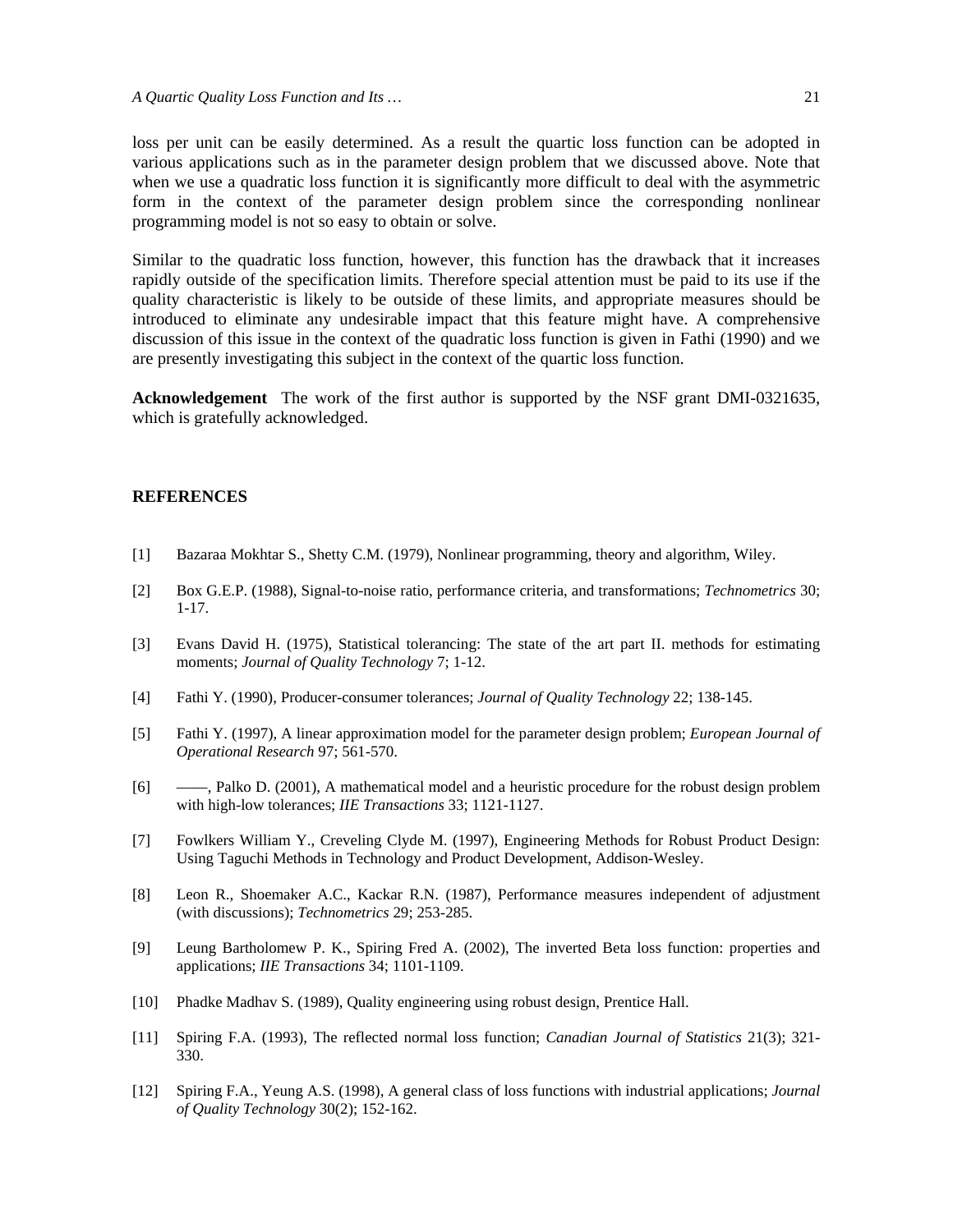loss per unit can be easily determined. As a result the quartic loss function can be adopted in various applications such as in the parameter design problem that we discussed above. Note that when we use a quadratic loss function it is significantly more difficult to deal with the asymmetric form in the context of the parameter design problem since the corresponding nonlinear programming model is not so easy to obtain or solve.

Similar to the quadratic loss function, however, this function has the drawback that it increases rapidly outside of the specification limits. Therefore special attention must be paid to its use if the quality characteristic is likely to be outside of these limits, and appropriate measures should be introduced to eliminate any undesirable impact that this feature might have. A comprehensive discussion of this issue in the context of the quadratic loss function is given in Fathi (1990) and we are presently investigating this subject in the context of the quartic loss function.

**Acknowledgement** The work of the first author is supported by the NSF grant DMI-0321635, which is gratefully acknowledged.

## REFERENCES

[1] Bazaraa Mokhtar S., Shetty C.M. (1979), Nonlinear programming, theory and algorithm, Wiley.

[2] Box G.E.P. (1988), Signal-to-noise ratio, performance criteria, and transformations; *Technometrics* 30; 1-17.

[3] Evans David H. (1975), Statistical tolerancing: The state of the art part II. methods for estimating moments; *Journal of Quality Technology* 7; 1-12.

[4] Fathi Y. (1990), Producer-consumer tolerances; *Journal of Quality Technology* 22; 138-145.

[5] Fathi Y. (1997), A linear approximation model for the parameter design problem; *European Journal of Operational Research* 97; 561-570.

[6] ——, Palko D. (2001), A mathematical model and a heuristic procedure for the robust design problem with high-low tolerances; *IIE Transactions* 33; 1121-1127.

[7] Fowlkers William Y., Creveling Clyde M. (1997), Engineering Methods for Robust Product Design: Using Taguchi Methods in Technology and Product Development, Addison-Wesley.

[8] Leon R., Shoemaker A.C., Kackar R.N. (1987), Performance measures independent of adjustment (with discussions); *Technometrics* 29; 253-285.

[9] Leung Bartholomew P. K., Spiring Fred A. (2002), The inverted Beta loss function: properties and applications; *IIE Transactions* 34; 1101-1109.

[10] Phadke Madhav S. (1989), Quality engineering using robust design, Prentice Hall.

[11] Spiring F.A. (1993), The reflected normal loss function; *Canadian Journal of Statistics* 21(3); 321-330.

[12] Spiring F.A., Yeung A.S. (1998), A general class of loss functions with industrial applications; *Journal of Quality Technology* 30(2); 152-162.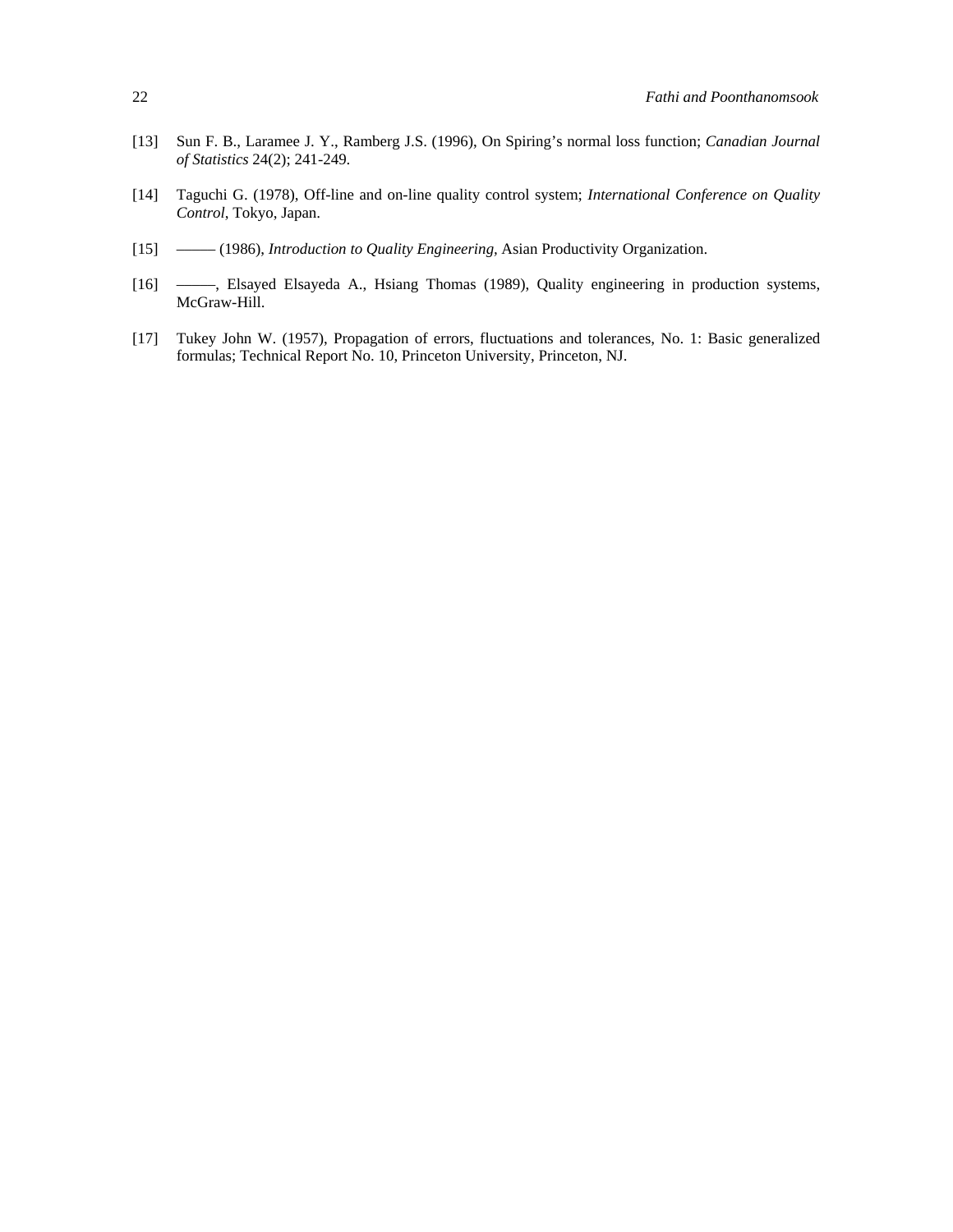[13] Sun F. B., Laramee J. Y., Ramberg J.S. (1996), On Spiring's normal loss function; *Canadian Journal of Statistics* 24(2); 241-249.

[14] Taguchi G. (1978), Off-line and on-line quality control system; *International Conference on Quality Control*, Tokyo, Japan.

[15] ——— (1986), *Introduction to Quality Engineering*, Asian Productivity Organization.

[16] ———, Elsayed Elsayeda A., Hsiang Thomas (1989), Quality engineering in production systems, McGraw-Hill.

[17] Tukey John W. (1957), Propagation of errors, fluctuations and tolerances, No. 1: Basic generalized formulas; Technical Report No. 10, Princeton University, Princeton, NJ.